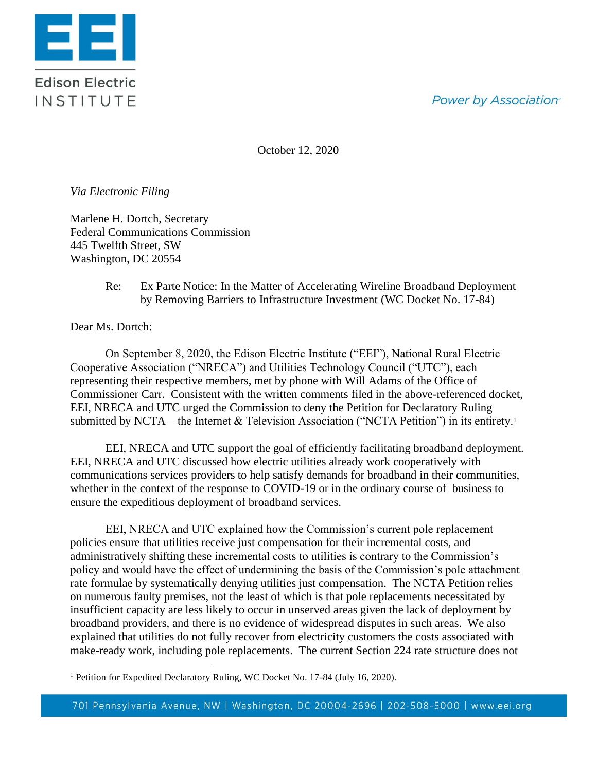October 12, 2020

*Via Electronic Filing*

Marlene H. Dortch, Secretary
Federal Communications Commission
445 Twelfth Street, SW
Washington, DC 20554

Re: Ex Parte Notice: In the Matter of Accelerating Wireline Broadband Deployment by Removing Barriers to Infrastructure Investment (WC Docket No. 17-84)

Dear Ms. Dortch:

On September 8, 2020, the Edison Electric Institute ("EEI"), National Rural Electric Cooperative Association ("NRECA") and Utilities Technology Council ("UTC"), each representing their respective members, met by phone with Will Adams of the Office of Commissioner Carr. Consistent with the written comments filed in the above-referenced docket, EEI, NRECA and UTC urged the Commission to deny the Petition for Declaratory Ruling submitted by NCTA – the Internet & Television Association ("NCTA Petition") in its entirety.[1]

EEI, NRECA and UTC support the goal of efficiently facilitating broadband deployment. EEI, NRECA and UTC discussed how electric utilities already work cooperatively with communications services providers to help satisfy demands for broadband in their communities, whether in the context of the response to COVID-19 or in the ordinary course of business to ensure the expeditious deployment of broadband services.

EEI, NRECA and UTC explained how the Commission's current pole replacement policies ensure that utilities receive just compensation for their incremental costs, and administratively shifting these incremental costs to utilities is contrary to the Commission's policy and would have the effect of undermining the basis of the Commission's pole attachment rate formulae by systematically denying utilities just compensation. The NCTA Petition relies on numerous faulty premises, not the least of which is that pole replacements necessitated by insufficient capacity are less likely to occur in unserved areas given the lack of deployment by broadband providers, and there is no evidence of widespread disputes in such areas. We also explained that utilities do not fully recover from electricity customers the costs associated with make-ready work, including pole replacements. The current Section 224 rate structure does not

[1] Petition for Expedited Declaratory Ruling, WC Docket No. 17-84 (July 16, 2020).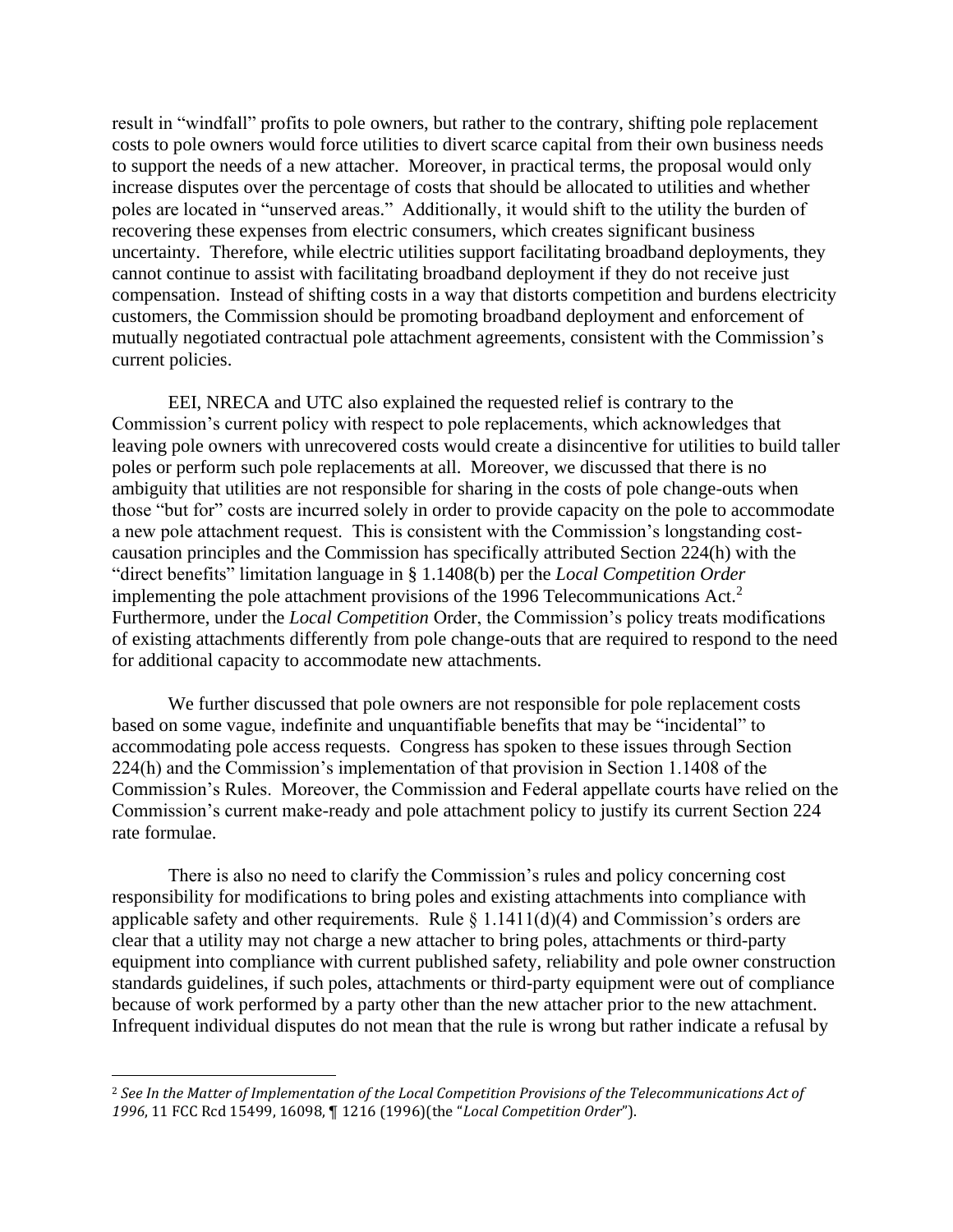result in "windfall" profits to pole owners, but rather to the contrary, shifting pole replacement costs to pole owners would force utilities to divert scarce capital from their own business needs to support the needs of a new attacher. Moreover, in practical terms, the proposal would only increase disputes over the percentage of costs that should be allocated to utilities and whether poles are located in "unserved areas." Additionally, it would shift to the utility the burden of recovering these expenses from electric consumers, which creates significant business uncertainty. Therefore, while electric utilities support facilitating broadband deployments, they cannot continue to assist with facilitating broadband deployment if they do not receive just compensation. Instead of shifting costs in a way that distorts competition and burdens electricity customers, the Commission should be promoting broadband deployment and enforcement of mutually negotiated contractual pole attachment agreements, consistent with the Commission's current policies.

EEI, NRECA and UTC also explained the requested relief is contrary to the Commission's current policy with respect to pole replacements, which acknowledges that leaving pole owners with unrecovered costs would create a disincentive for utilities to build taller poles or perform such pole replacements at all. Moreover, we discussed that there is no ambiguity that utilities are not responsible for sharing in the costs of pole change-outs when those "but for" costs are incurred solely in order to provide capacity on the pole to accommodate a new pole attachment request. This is consistent with the Commission's longstanding cost-causation principles and the Commission has specifically attributed Section 224(h) with the "direct benefits" limitation language in § 1.1408(b) per the *Local Competition Order* implementing the pole attachment provisions of the 1996 Telecommunications Act.[2] Furthermore, under the *Local Competition* Order, the Commission's policy treats modifications of existing attachments differently from pole change-outs that are required to respond to the need for additional capacity to accommodate new attachments.

We further discussed that pole owners are not responsible for pole replacement costs based on some vague, indefinite and unquantifiable benefits that may be "incidental" to accommodating pole access requests. Congress has spoken to these issues through Section 224(h) and the Commission's implementation of that provision in Section 1.1408 of the Commission's Rules. Moreover, the Commission and Federal appellate courts have relied on the Commission's current make-ready and pole attachment policy to justify its current Section 224 rate formulae.

There is also no need to clarify the Commission's rules and policy concerning cost responsibility for modifications to bring poles and existing attachments into compliance with applicable safety and other requirements. Rule § 1.1411(d)(4) and Commission's orders are clear that a utility may not charge a new attacher to bring poles, attachments or third-party equipment into compliance with current published safety, reliability and pole owner construction standards guidelines, if such poles, attachments or third-party equipment were out of compliance because of work performed by a party other than the new attacher prior to the new attachment. Infrequent individual disputes do not mean that the rule is wrong but rather indicate a refusal by

[2] *See In the Matter of Implementation of the Local Competition Provisions of the Telecommunications Act of 1996*, 11 FCC Rcd 15499, 16098, ¶ 1216 (1996)(the "*Local Competition Order*").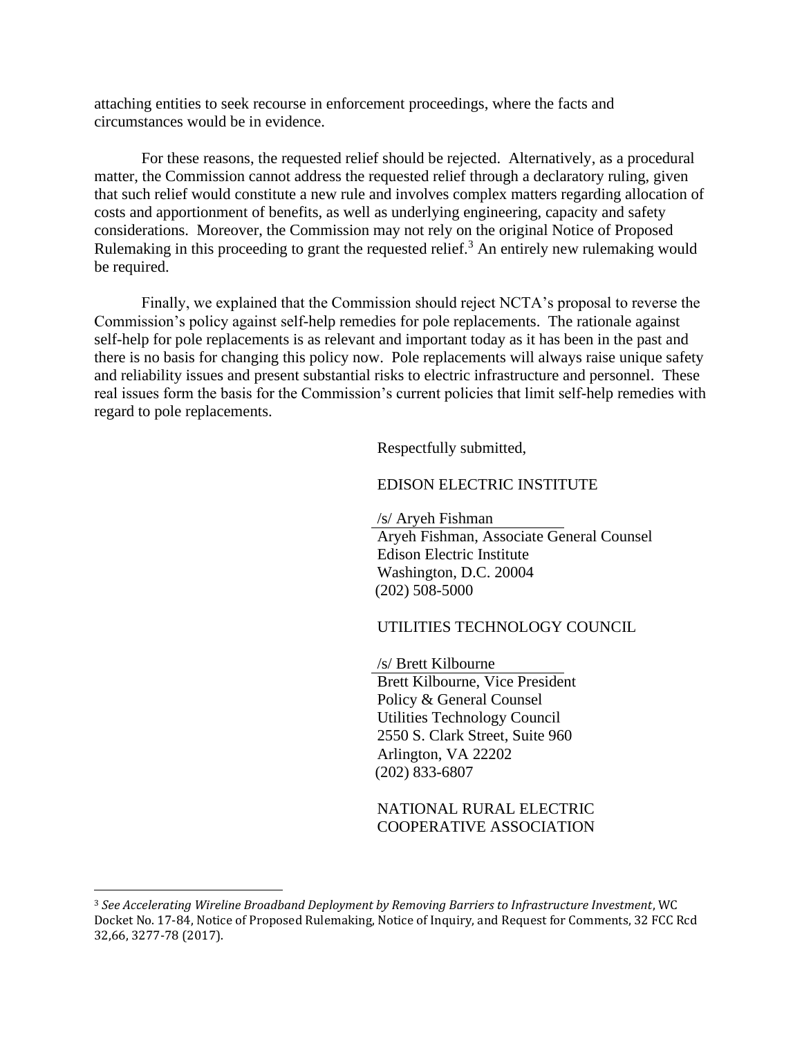attaching entities to seek recourse in enforcement proceedings, where the facts and circumstances would be in evidence.

For these reasons, the requested relief should be rejected. Alternatively, as a procedural matter, the Commission cannot address the requested relief through a declaratory ruling, given that such relief would constitute a new rule and involves complex matters regarding allocation of costs and apportionment of benefits, as well as underlying engineering, capacity and safety considerations. Moreover, the Commission may not rely on the original Notice of Proposed Rulemaking in this proceeding to grant the requested relief.[3] An entirely new rulemaking would be required.

Finally, we explained that the Commission should reject NCTA's proposal to reverse the Commission's policy against self-help remedies for pole replacements. The rationale against self-help for pole replacements is as relevant and important today as it has been in the past and there is no basis for changing this policy now. Pole replacements will always raise unique safety and reliability issues and present substantial risks to electric infrastructure and personnel. These real issues form the basis for the Commission's current policies that limit self-help remedies with regard to pole replacements.

Respectfully submitted,

EDISON ELECTRIC INSTITUTE

/s/ Aryeh Fishman
Aryeh Fishman, Associate General Counsel
Edison Electric Institute
Washington, D.C. 20004
(202) 508-5000

UTILITIES TECHNOLOGY COUNCIL

/s/ Brett Kilbourne
Brett Kilbourne, Vice President
Policy & General Counsel
Utilities Technology Council
2550 S. Clark Street, Suite 960
Arlington, VA 22202
(202) 833-6807

NATIONAL RURAL ELECTRIC
COOPERATIVE ASSOCIATION

---

[3] *See Accelerating Wireline Broadband Deployment by Removing Barriers to Infrastructure Investment*, WC Docket No. 17-84, Notice of Proposed Rulemaking, Notice of Inquiry, and Request for Comments, 32 FCC Rcd 32,66, 3277-78 (2017).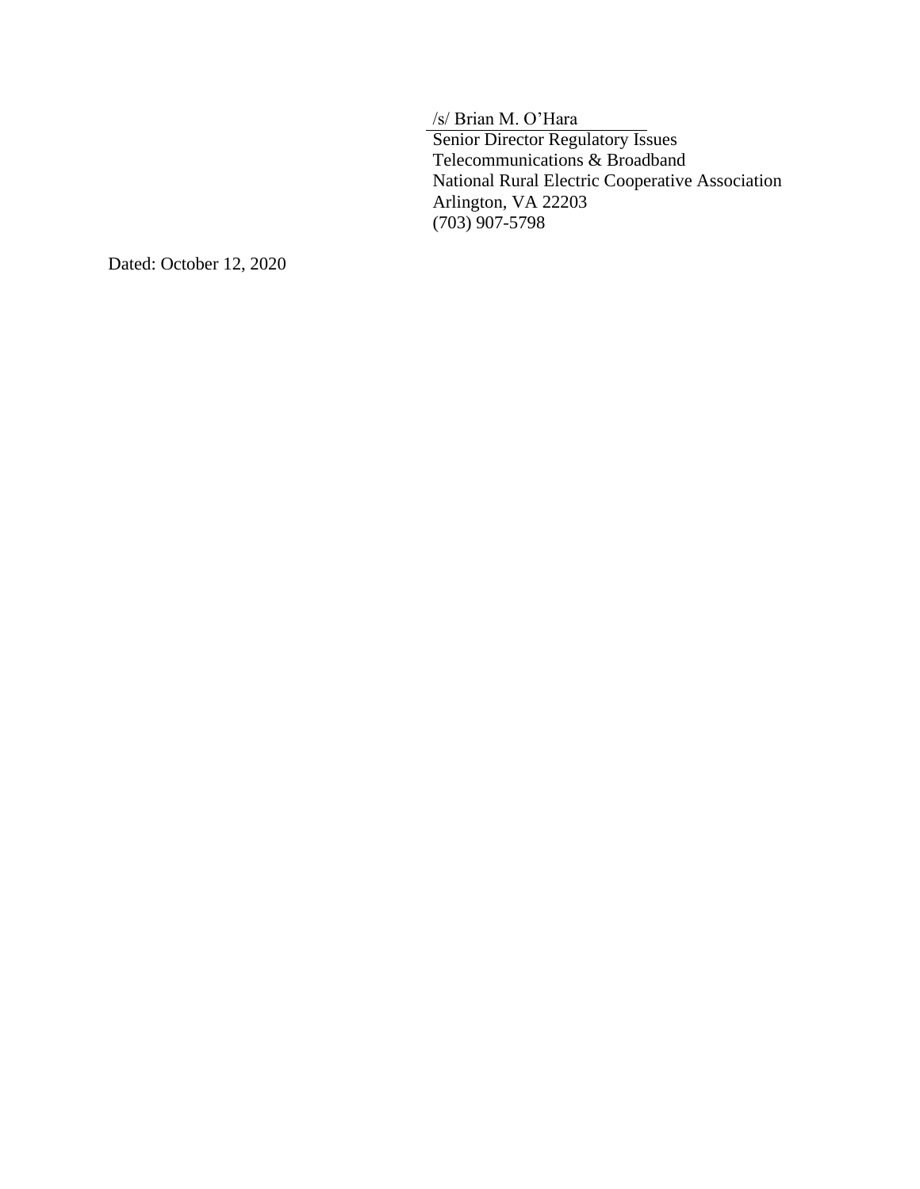/s/ Brian M. O'Hara
Senior Director Regulatory Issues
Telecommunications & Broadband
National Rural Electric Cooperative Association
Arlington, VA 22203
(703) 907-5798

Dated: October 12, 2020